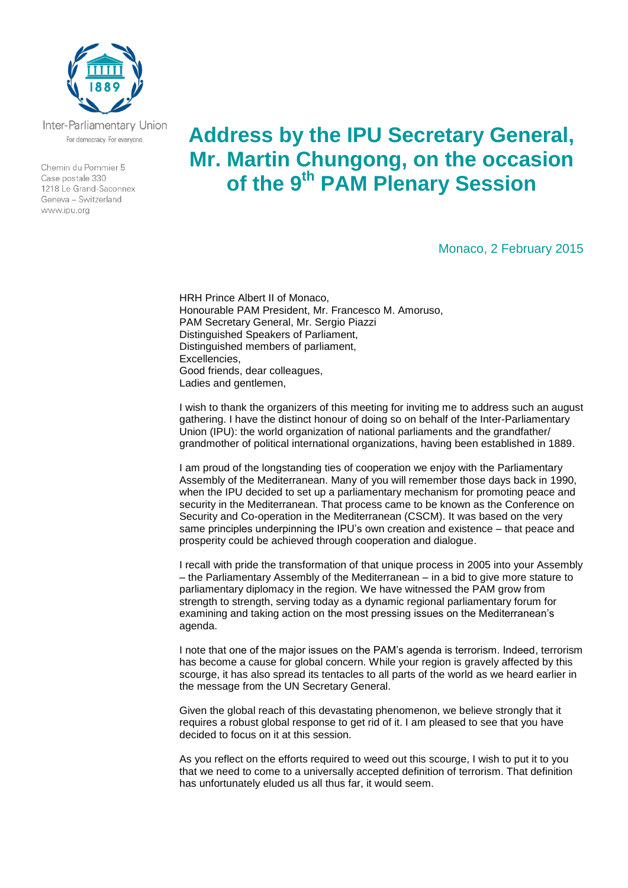Inter-Parliamentary Union
For democracy. For everyone.

Chemin du Pommier 5
Case postale 330
1218 Le Grand-Saconnex
Geneva – Switzerland
www.ipu.org

# Address by the IPU Secretary General, Mr. Martin Chungong, on the occasion of the 9th PAM Plenary Session

Monaco, 2 February 2015

HRH Prince Albert II of Monaco,
Honourable PAM President, Mr. Francesco M. Amoruso,
PAM Secretary General, Mr. Sergio Piazzi
Distinguished Speakers of Parliament,
Distinguished members of parliament,
Excellencies,
Good friends, dear colleagues,
Ladies and gentlemen,

I wish to thank the organizers of this meeting for inviting me to address such an august gathering. I have the distinct honour of doing so on behalf of the Inter-Parliamentary Union (IPU): the world organization of national parliaments and the grandfather/ grandmother of political international organizations, having been established in 1889.

I am proud of the longstanding ties of cooperation we enjoy with the Parliamentary Assembly of the Mediterranean. Many of you will remember those days back in 1990, when the IPU decided to set up a parliamentary mechanism for promoting peace and security in the Mediterranean. That process came to be known as the Conference on Security and Co-operation in the Mediterranean (CSCM). It was based on the very same principles underpinning the IPU's own creation and existence – that peace and prosperity could be achieved through cooperation and dialogue.

I recall with pride the transformation of that unique process in 2005 into your Assembly – the Parliamentary Assembly of the Mediterranean – in a bid to give more stature to parliamentary diplomacy in the region. We have witnessed the PAM grow from strength to strength, serving today as a dynamic regional parliamentary forum for examining and taking action on the most pressing issues on the Mediterranean's agenda.

I note that one of the major issues on the PAM's agenda is terrorism. Indeed, terrorism has become a cause for global concern. While your region is gravely affected by this scourge, it has also spread its tentacles to all parts of the world as we heard earlier in the message from the UN Secretary General.

Given the global reach of this devastating phenomenon, we believe strongly that it requires a robust global response to get rid of it. I am pleased to see that you have decided to focus on it at this session.

As you reflect on the efforts required to weed out this scourge, I wish to put it to you that we need to come to a universally accepted definition of terrorism. That definition has unfortunately eluded us all thus far, it would seem.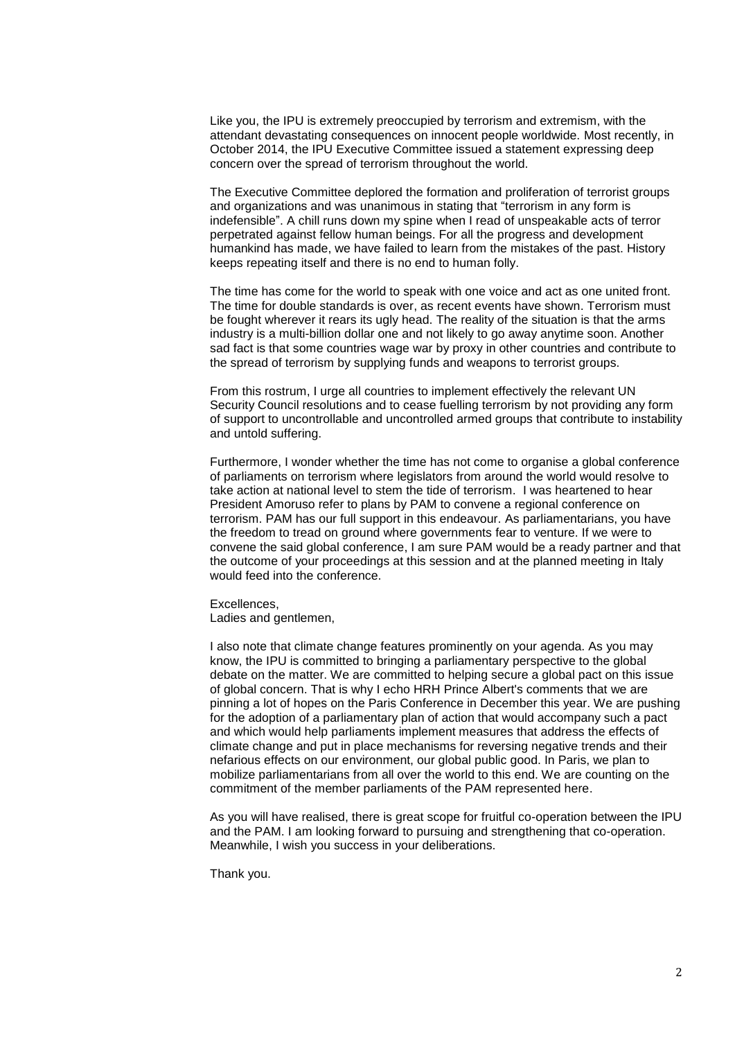Like you, the IPU is extremely preoccupied by terrorism and extremism, with the attendant devastating consequences on innocent people worldwide. Most recently, in October 2014, the IPU Executive Committee issued a statement expressing deep concern over the spread of terrorism throughout the world.

The Executive Committee deplored the formation and proliferation of terrorist groups and organizations and was unanimous in stating that "terrorism in any form is indefensible". A chill runs down my spine when I read of unspeakable acts of terror perpetrated against fellow human beings. For all the progress and development humankind has made, we have failed to learn from the mistakes of the past. History keeps repeating itself and there is no end to human folly.

The time has come for the world to speak with one voice and act as one united front. The time for double standards is over, as recent events have shown. Terrorism must be fought wherever it rears its ugly head. The reality of the situation is that the arms industry is a multi-billion dollar one and not likely to go away anytime soon. Another sad fact is that some countries wage war by proxy in other countries and contribute to the spread of terrorism by supplying funds and weapons to terrorist groups.

From this rostrum, I urge all countries to implement effectively the relevant UN Security Council resolutions and to cease fuelling terrorism by not providing any form of support to uncontrollable and uncontrolled armed groups that contribute to instability and untold suffering.

Furthermore, I wonder whether the time has not come to organise a global conference of parliaments on terrorism where legislators from around the world would resolve to take action at national level to stem the tide of terrorism. I was heartened to hear President Amoruso refer to plans by PAM to convene a regional conference on terrorism. PAM has our full support in this endeavour. As parliamentarians, you have the freedom to tread on ground where governments fear to venture. If we were to convene the said global conference, I am sure PAM would be a ready partner and that the outcome of your proceedings at this session and at the planned meeting in Italy would feed into the conference.

Excellences,
Ladies and gentlemen,

I also note that climate change features prominently on your agenda. As you may know, the IPU is committed to bringing a parliamentary perspective to the global debate on the matter. We are committed to helping secure a global pact on this issue of global concern. That is why I echo HRH Prince Albert's comments that we are pinning a lot of hopes on the Paris Conference in December this year. We are pushing for the adoption of a parliamentary plan of action that would accompany such a pact and which would help parliaments implement measures that address the effects of climate change and put in place mechanisms for reversing negative trends and their nefarious effects on our environment, our global public good. In Paris, we plan to mobilize parliamentarians from all over the world to this end. We are counting on the commitment of the member parliaments of the PAM represented here.

As you will have realised, there is great scope for fruitful co-operation between the IPU and the PAM. I am looking forward to pursuing and strengthening that co-operation. Meanwhile, I wish you success in your deliberations.

Thank you.